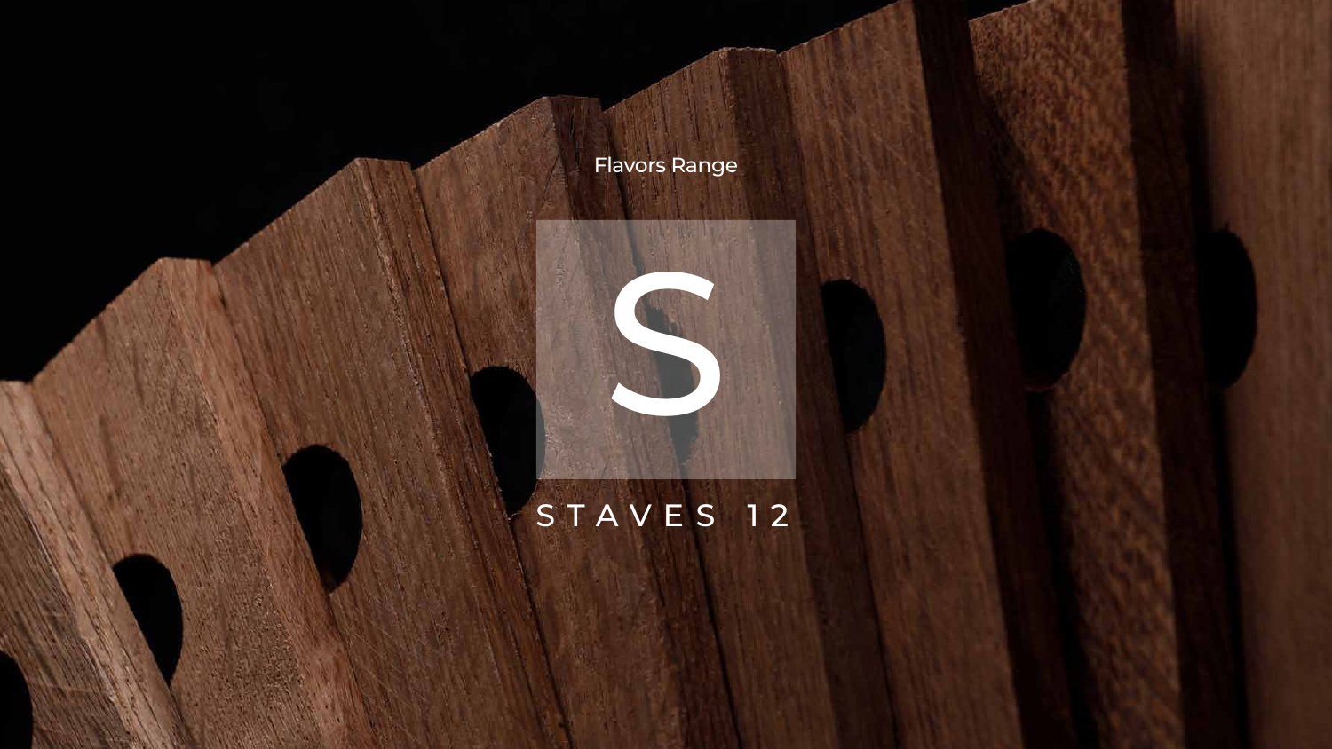Flavors Range

# S

STAVES 12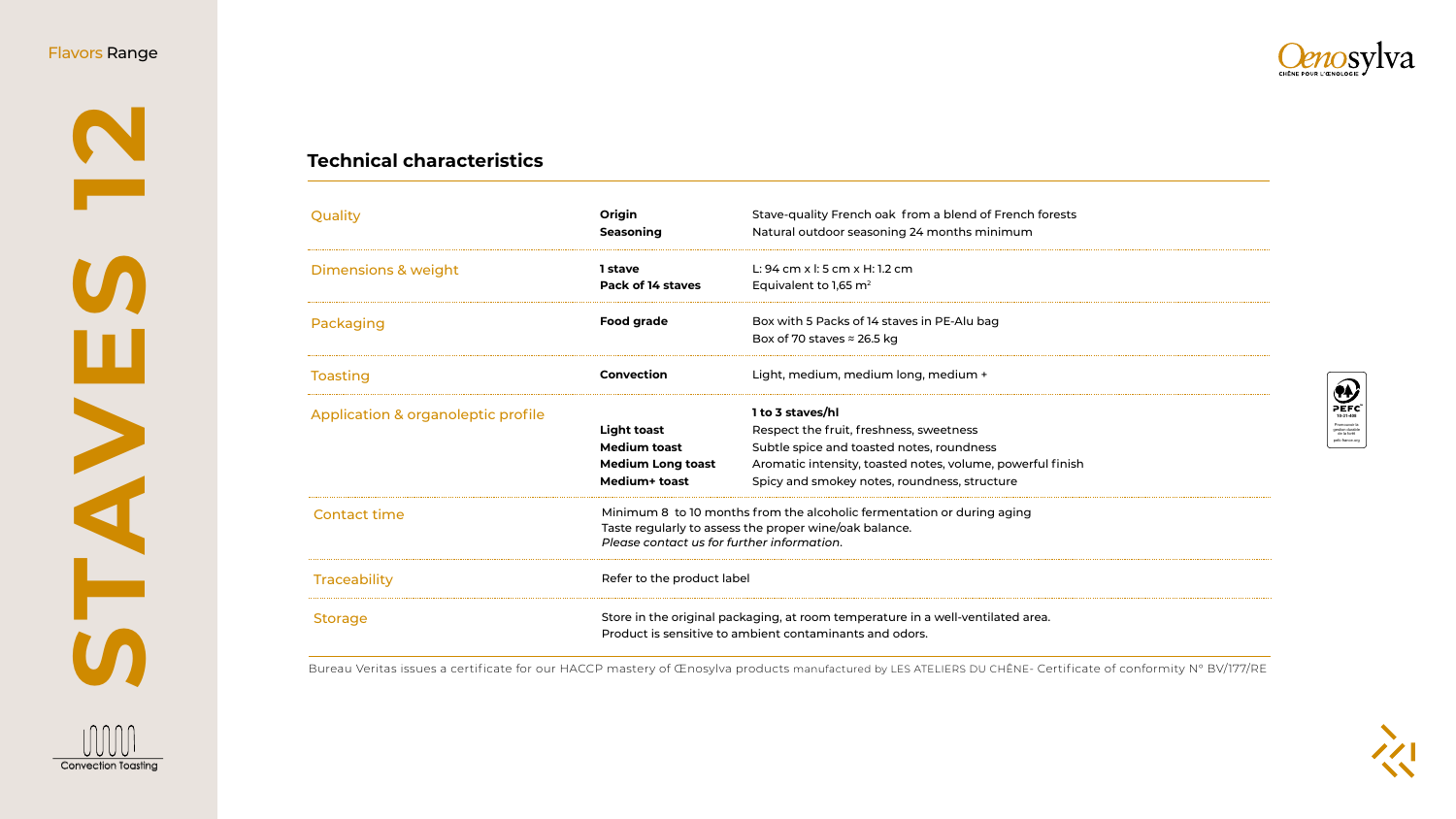Flavors Range

# STAVES 12

## Technical characteristics

| | | |
|---|---|---|
| Quality | **Origin** | Stave-quality French oak from a blend of French forests |
| | **Seasoning** | Natural outdoor seasoning 24 months minimum |
| Dimensions & weight | **1 stave** | L: 94 cm x l: 5 cm x H: 1.2 cm |
| | **Pack of 14 staves** | Equivalent to 1,65 m² |
| Packaging | **Food grade** | Box with 5 Packs of 14 staves in PE-Alu bag<br>Box of 70 staves ≈ 26.5 kg |
| Toasting | **Convection** | Light, medium, medium long, medium + |
| Application & organoleptic profile | | **1 to 3 staves/hl** |
| | **Light toast** | Respect the fruit, freshness, sweetness |
| | **Medium toast** | Subtle spice and toasted notes, roundness |
| | **Medium Long toast** | Aromatic intensity, toasted notes, volume, powerful finish |
| | **Medium+ toast** | Spicy and smokey notes, roundness, structure |
| Contact time | Minimum 8 to 10 months from the alcoholic fermentation or during aging<br>Taste regularly to assess the proper wine/oak balance.<br>*Please contact us for further information.* | |
| Traceability | Refer to the product label | |
| Storage | Store in the original packaging, at room temperature in a well-ventilated area.<br>Product is sensitive to ambient contaminants and odors. | |

Bureau Veritas issues a certificate for our HACCP mastery of Œnosylva products manufactured by LES ATELIERS DU CHÊNE- Certificate of conformity N° BV/177/RE

Convection Toasting